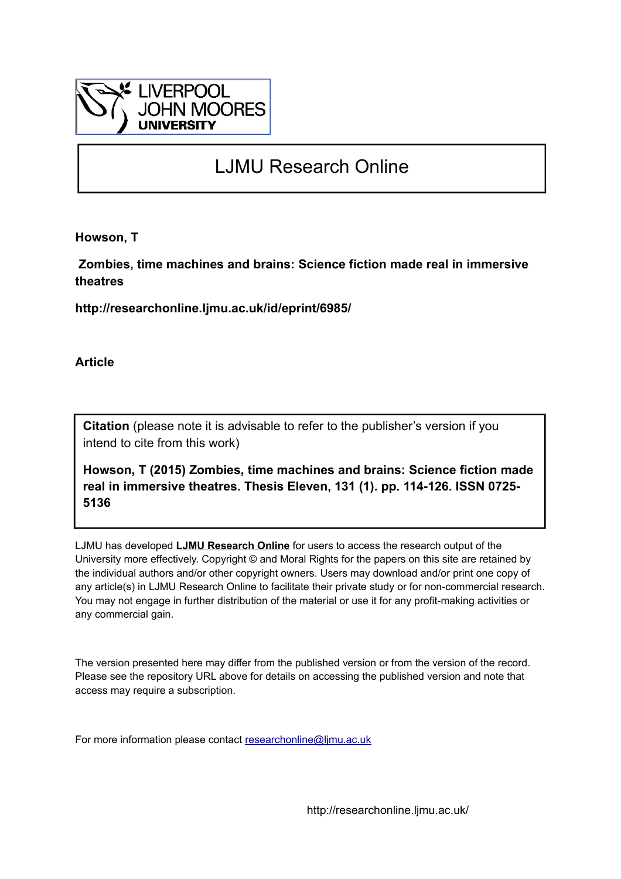LIVERPOOL JOHN MOORES UNIVERSITY

# LJMU Research Online

**Howson, T**

**Zombies, time machines and brains: Science fiction made real in immersive theatres**

**http://researchonline.ljmu.ac.uk/id/eprint/6985/**

**Article**

**Citation** (please note it is advisable to refer to the publisher's version if you intend to cite from this work)

**Howson, T (2015) Zombies, time machines and brains: Science fiction made real in immersive theatres. Thesis Eleven, 131 (1). pp. 114-126. ISSN 0725-5136**

LJMU has developed **LJMU Research Online** for users to access the research output of the University more effectively. Copyright © and Moral Rights for the papers on this site are retained by the individual authors and/or other copyright owners. Users may download and/or print one copy of any article(s) in LJMU Research Online to facilitate their private study or for non-commercial research. You may not engage in further distribution of the material or use it for any profit-making activities or any commercial gain.

The version presented here may differ from the published version or from the version of the record. Please see the repository URL above for details on accessing the published version and note that access may require a subscription.

For more information please contact researchonline@ljmu.ac.uk

http://researchonline.ljmu.ac.uk/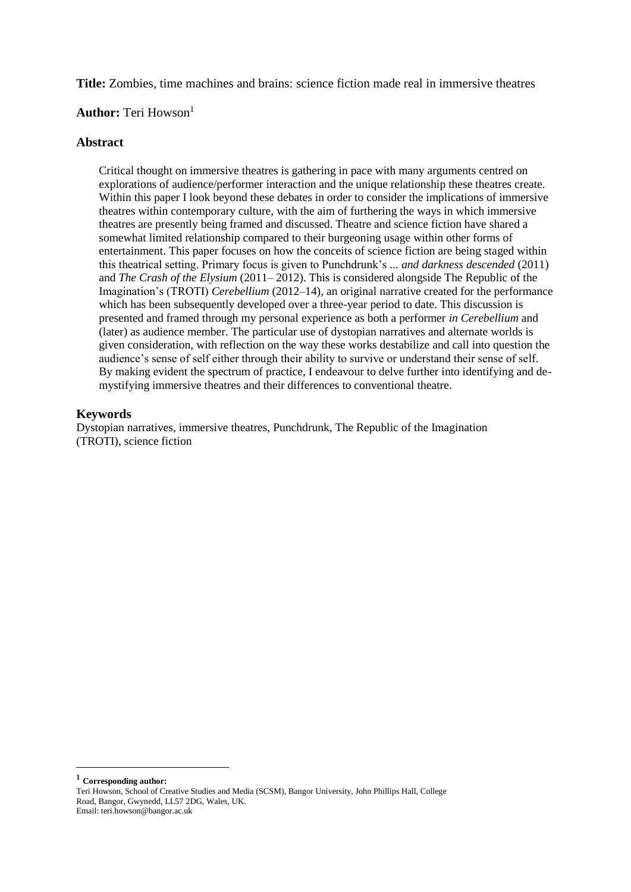**Title:** Zombies, time machines and brains: science fiction made real in immersive theatres

**Author:** Teri Howson[1]

## Abstract

Critical thought on immersive theatres is gathering in pace with many arguments centred on explorations of audience/performer interaction and the unique relationship these theatres create. Within this paper I look beyond these debates in order to consider the implications of immersive theatres within contemporary culture, with the aim of furthering the ways in which immersive theatres are presently being framed and discussed. Theatre and science fiction have shared a somewhat limited relationship compared to their burgeoning usage within other forms of entertainment. This paper focuses on how the conceits of science fiction are being staged within this theatrical setting. Primary focus is given to Punchdrunk's *... and darkness descended* (2011) and *The Crash of the Elysium* (2011– 2012). This is considered alongside The Republic of the Imagination's (TROTI) *Cerebellium* (2012–14), an original narrative created for the performance which has been subsequently developed over a three-year period to date. This discussion is presented and framed through my personal experience as both a performer *in Cerebellium* and (later) as audience member. The particular use of dystopian narratives and alternate worlds is given consideration, with reflection on the way these works destabilize and call into question the audience's sense of self either through their ability to survive or understand their sense of self. By making evident the spectrum of practice, I endeavour to delve further into identifying and de-mystifying immersive theatres and their differences to conventional theatre.

## Keywords

Dystopian narratives, immersive theatres, Punchdrunk, The Republic of the Imagination (TROTI), science fiction

---

[1] **Corresponding author:**
Teri Howson, School of Creative Studies and Media (SCSM), Bangor University, John Phillips Hall, College Road, Bangor, Gwynedd, LL57 2DG, Wales, UK.
Email: teri.howson@bangor.ac.uk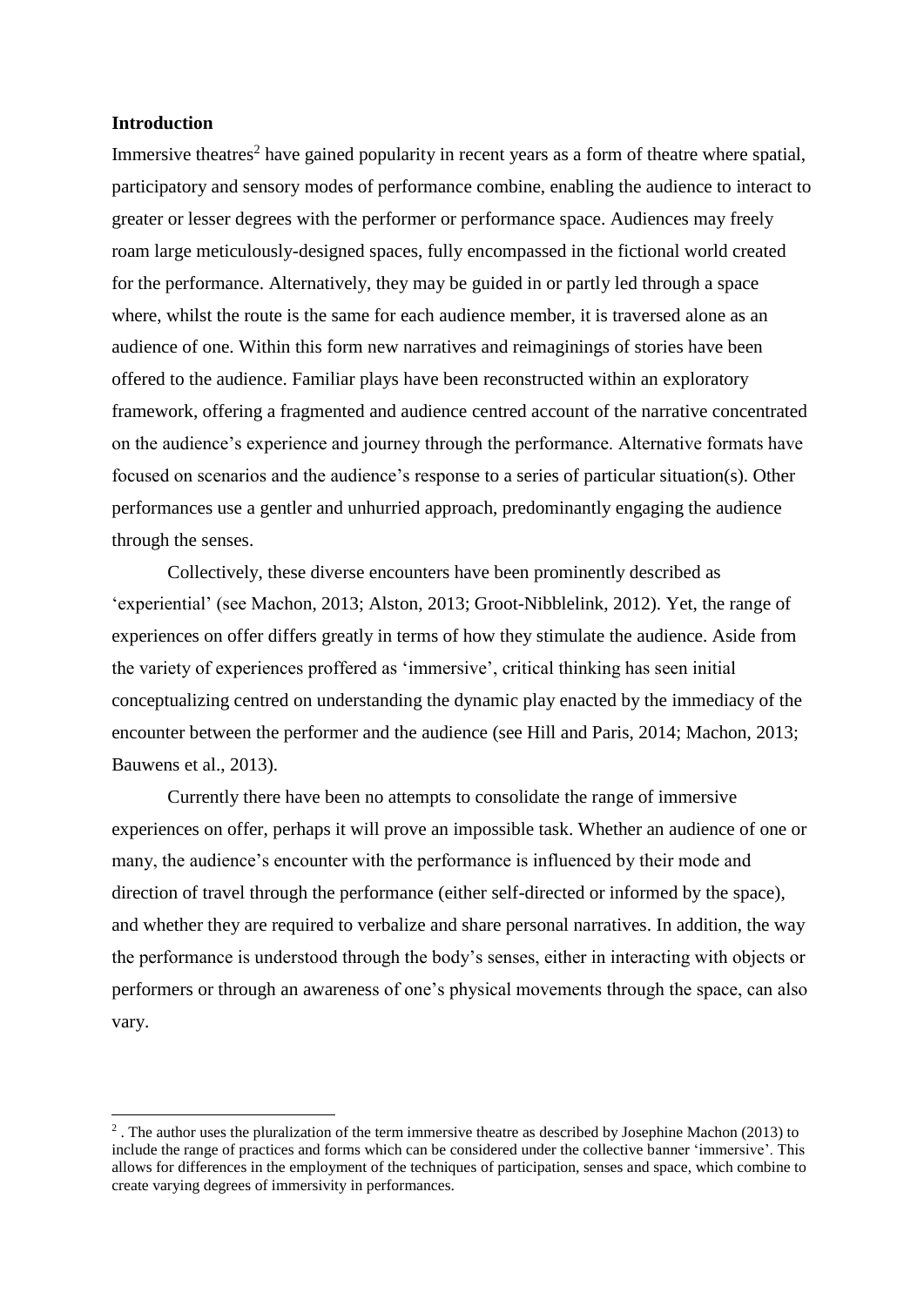**Introduction**

Immersive theatres[2] have gained popularity in recent years as a form of theatre where spatial, participatory and sensory modes of performance combine, enabling the audience to interact to greater or lesser degrees with the performer or performance space. Audiences may freely roam large meticulously-designed spaces, fully encompassed in the fictional world created for the performance. Alternatively, they may be guided in or partly led through a space where, whilst the route is the same for each audience member, it is traversed alone as an audience of one. Within this form new narratives and reimaginings of stories have been offered to the audience. Familiar plays have been reconstructed within an exploratory framework, offering a fragmented and audience centred account of the narrative concentrated on the audience's experience and journey through the performance. Alternative formats have focused on scenarios and the audience's response to a series of particular situation(s). Other performances use a gentler and unhurried approach, predominantly engaging the audience through the senses.

Collectively, these diverse encounters have been prominently described as 'experiential' (see Machon, 2013; Alston, 2013; Groot-Nibblelink, 2012). Yet, the range of experiences on offer differs greatly in terms of how they stimulate the audience. Aside from the variety of experiences proffered as 'immersive', critical thinking has seen initial conceptualizing centred on understanding the dynamic play enacted by the immediacy of the encounter between the performer and the audience (see Hill and Paris, 2014; Machon, 2013; Bauwens et al., 2013).

Currently there have been no attempts to consolidate the range of immersive experiences on offer, perhaps it will prove an impossible task. Whether an audience of one or many, the audience's encounter with the performance is influenced by their mode and direction of travel through the performance (either self-directed or informed by the space), and whether they are required to verbalize and share personal narratives. In addition, the way the performance is understood through the body's senses, either in interacting with objects or performers or through an awareness of one's physical movements through the space, can also vary.

---

[2] . The author uses the pluralization of the term immersive theatre as described by Josephine Machon (2013) to include the range of practices and forms which can be considered under the collective banner 'immersive'. This allows for differences in the employment of the techniques of participation, senses and space, which combine to create varying degrees of immersivity in performances.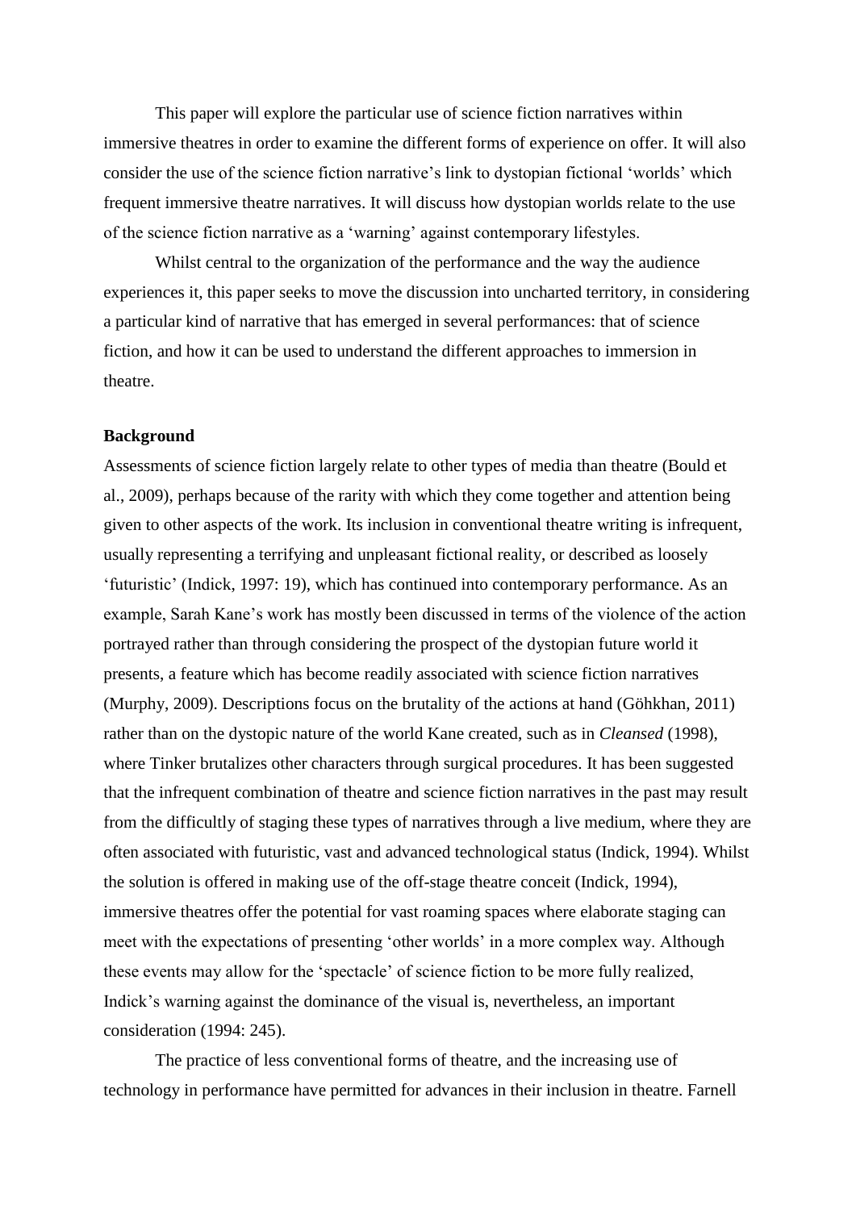This paper will explore the particular use of science fiction narratives within immersive theatres in order to examine the different forms of experience on offer. It will also consider the use of the science fiction narrative's link to dystopian fictional 'worlds' which frequent immersive theatre narratives. It will discuss how dystopian worlds relate to the use of the science fiction narrative as a 'warning' against contemporary lifestyles.

Whilst central to the organization of the performance and the way the audience experiences it, this paper seeks to move the discussion into uncharted territory, in considering a particular kind of narrative that has emerged in several performances: that of science fiction, and how it can be used to understand the different approaches to immersion in theatre.

**Background**

Assessments of science fiction largely relate to other types of media than theatre (Bould et al., 2009), perhaps because of the rarity with which they come together and attention being given to other aspects of the work. Its inclusion in conventional theatre writing is infrequent, usually representing a terrifying and unpleasant fictional reality, or described as loosely 'futuristic' (Indick, 1997: 19), which has continued into contemporary performance. As an example, Sarah Kane's work has mostly been discussed in terms of the violence of the action portrayed rather than through considering the prospect of the dystopian future world it presents, a feature which has become readily associated with science fiction narratives (Murphy, 2009). Descriptions focus on the brutality of the actions at hand (Göhkhan, 2011) rather than on the dystopic nature of the world Kane created, such as in *Cleansed* (1998), where Tinker brutalizes other characters through surgical procedures. It has been suggested that the infrequent combination of theatre and science fiction narratives in the past may result from the difficultly of staging these types of narratives through a live medium, where they are often associated with futuristic, vast and advanced technological status (Indick, 1994). Whilst the solution is offered in making use of the off-stage theatre conceit (Indick, 1994), immersive theatres offer the potential for vast roaming spaces where elaborate staging can meet with the expectations of presenting 'other worlds' in a more complex way. Although these events may allow for the 'spectacle' of science fiction to be more fully realized, Indick's warning against the dominance of the visual is, nevertheless, an important consideration (1994: 245).

The practice of less conventional forms of theatre, and the increasing use of technology in performance have permitted for advances in their inclusion in theatre. Farnell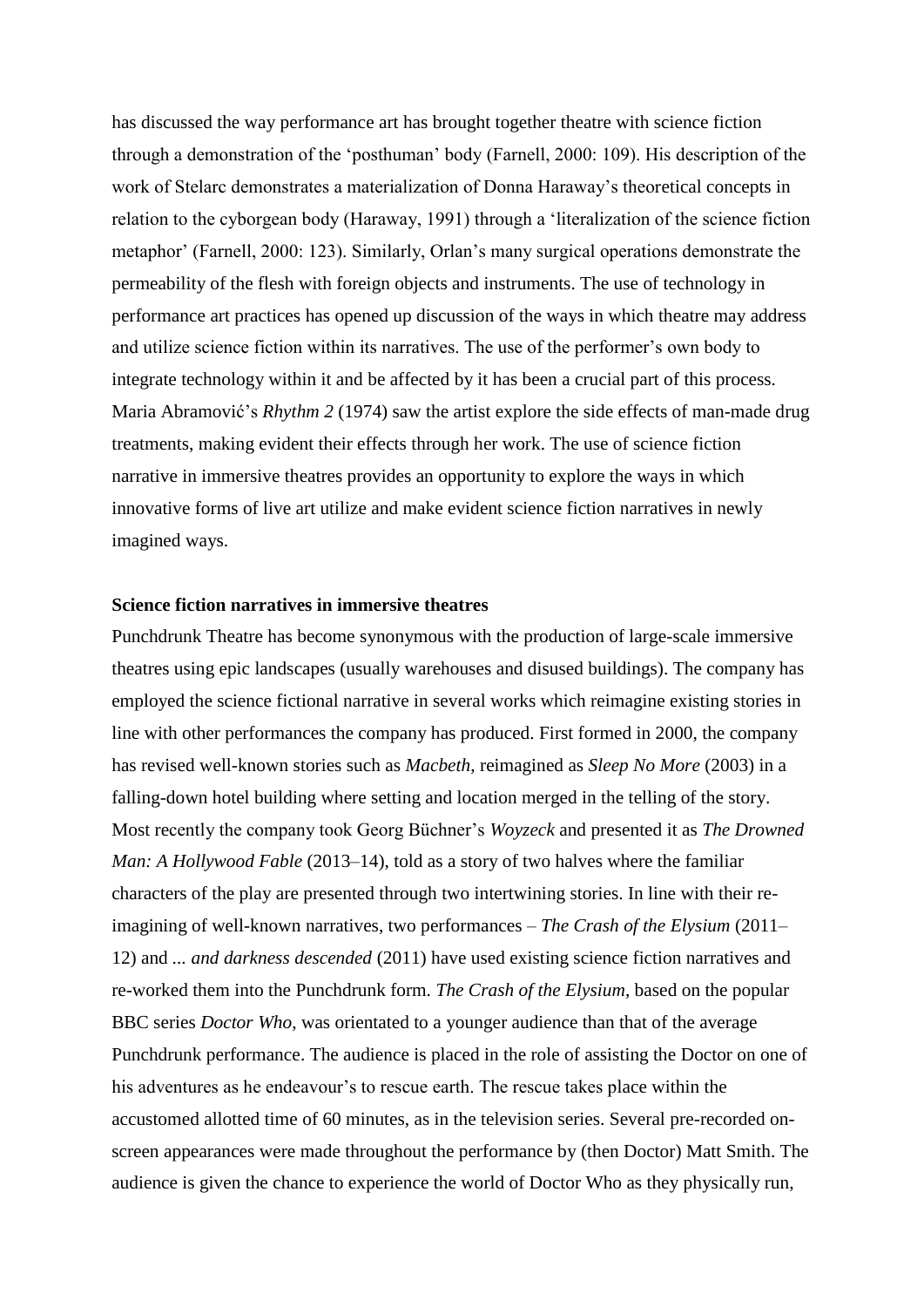has discussed the way performance art has brought together theatre with science fiction through a demonstration of the 'posthuman' body (Farnell, 2000: 109). His description of the work of Stelarc demonstrates a materialization of Donna Haraway's theoretical concepts in relation to the cyborgean body (Haraway, 1991) through a 'literalization of the science fiction metaphor' (Farnell, 2000: 123). Similarly, Orlan's many surgical operations demonstrate the permeability of the flesh with foreign objects and instruments. The use of technology in performance art practices has opened up discussion of the ways in which theatre may address and utilize science fiction within its narratives. The use of the performer's own body to integrate technology within it and be affected by it has been a crucial part of this process. Maria Abramović's *Rhythm 2* (1974) saw the artist explore the side effects of man-made drug treatments, making evident their effects through her work. The use of science fiction narrative in immersive theatres provides an opportunity to explore the ways in which innovative forms of live art utilize and make evident science fiction narratives in newly imagined ways.

**Science fiction narratives in immersive theatres**

Punchdrunk Theatre has become synonymous with the production of large-scale immersive theatres using epic landscapes (usually warehouses and disused buildings). The company has employed the science fictional narrative in several works which reimagine existing stories in line with other performances the company has produced. First formed in 2000, the company has revised well-known stories such as *Macbeth*, reimagined as *Sleep No More* (2003) in a falling-down hotel building where setting and location merged in the telling of the story. Most recently the company took Georg Büchner's *Woyzeck* and presented it as *The Drowned Man: A Hollywood Fable* (2013–14), told as a story of two halves where the familiar characters of the play are presented through two intertwining stories. In line with their re-imagining of well-known narratives, two performances – *The Crash of the Elysium* (2011–12) and *... and darkness descended* (2011) have used existing science fiction narratives and re-worked them into the Punchdrunk form. *The Crash of the Elysium*, based on the popular BBC series *Doctor Who*, was orientated to a younger audience than that of the average Punchdrunk performance. The audience is placed in the role of assisting the Doctor on one of his adventures as he endeavour's to rescue earth. The rescue takes place within the accustomed allotted time of 60 minutes, as in the television series. Several pre-recorded on-screen appearances were made throughout the performance by (then Doctor) Matt Smith. The audience is given the chance to experience the world of Doctor Who as they physically run,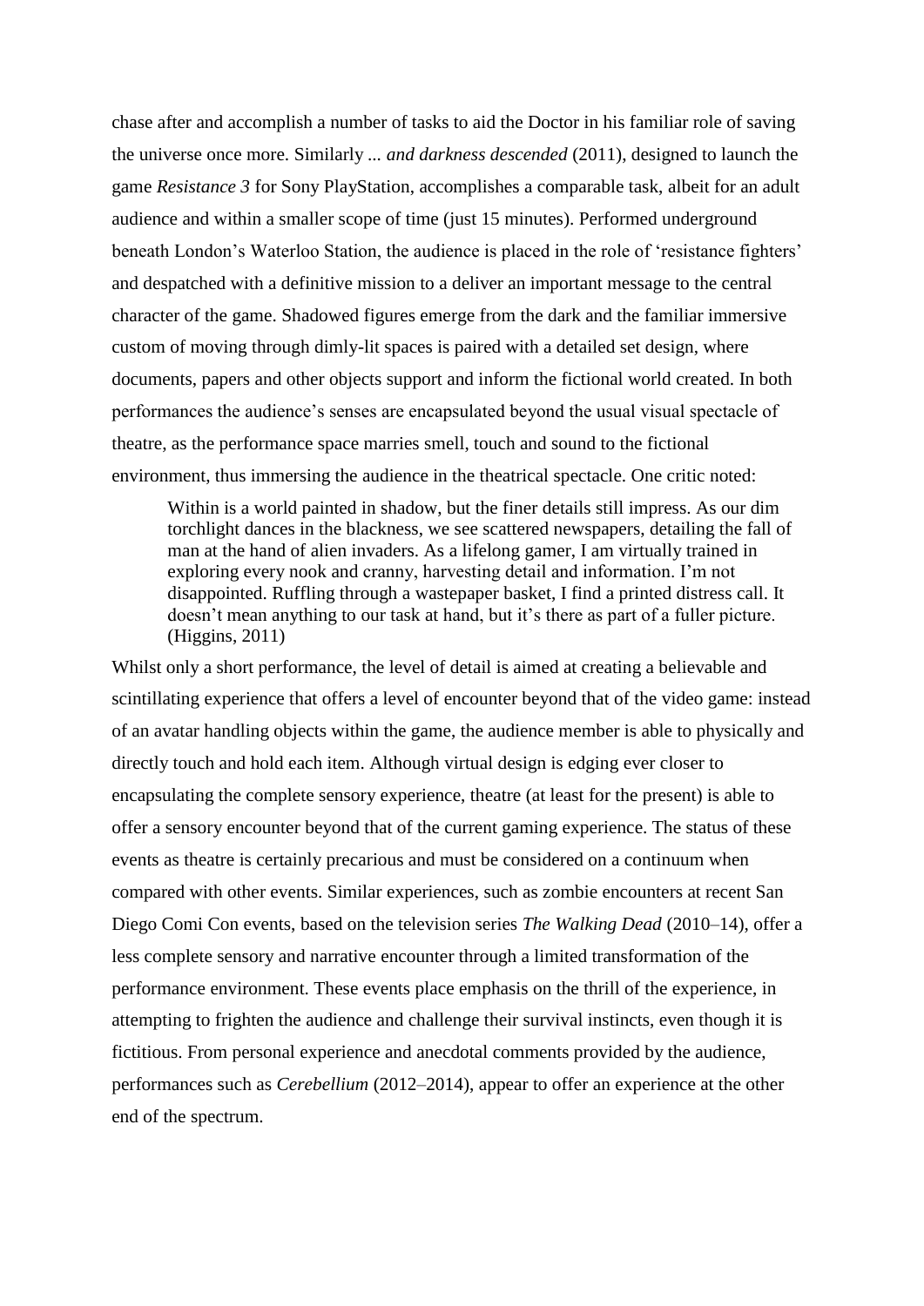chase after and accomplish a number of tasks to aid the Doctor in his familiar role of saving the universe once more. Similarly *... and darkness descended* (2011), designed to launch the game *Resistance 3* for Sony PlayStation, accomplishes a comparable task, albeit for an adult audience and within a smaller scope of time (just 15 minutes). Performed underground beneath London's Waterloo Station, the audience is placed in the role of 'resistance fighters' and despatched with a definitive mission to a deliver an important message to the central character of the game. Shadowed figures emerge from the dark and the familiar immersive custom of moving through dimly-lit spaces is paired with a detailed set design, where documents, papers and other objects support and inform the fictional world created. In both performances the audience's senses are encapsulated beyond the usual visual spectacle of theatre, as the performance space marries smell, touch and sound to the fictional environment, thus immersing the audience in the theatrical spectacle. One critic noted:

> Within is a world painted in shadow, but the finer details still impress. As our dim torchlight dances in the blackness, we see scattered newspapers, detailing the fall of man at the hand of alien invaders. As a lifelong gamer, I am virtually trained in exploring every nook and cranny, harvesting detail and information. I'm not disappointed. Ruffling through a wastepaper basket, I find a printed distress call. It doesn't mean anything to our task at hand, but it's there as part of a fuller picture. (Higgins, 2011)

Whilst only a short performance, the level of detail is aimed at creating a believable and scintillating experience that offers a level of encounter beyond that of the video game: instead of an avatar handling objects within the game, the audience member is able to physically and directly touch and hold each item. Although virtual design is edging ever closer to encapsulating the complete sensory experience, theatre (at least for the present) is able to offer a sensory encounter beyond that of the current gaming experience. The status of these events as theatre is certainly precarious and must be considered on a continuum when compared with other events. Similar experiences, such as zombie encounters at recent San Diego Comi Con events, based on the television series *The Walking Dead* (2010–14), offer a less complete sensory and narrative encounter through a limited transformation of the performance environment. These events place emphasis on the thrill of the experience, in attempting to frighten the audience and challenge their survival instincts, even though it is fictitious. From personal experience and anecdotal comments provided by the audience, performances such as *Cerebellium* (2012–2014), appear to offer an experience at the other end of the spectrum.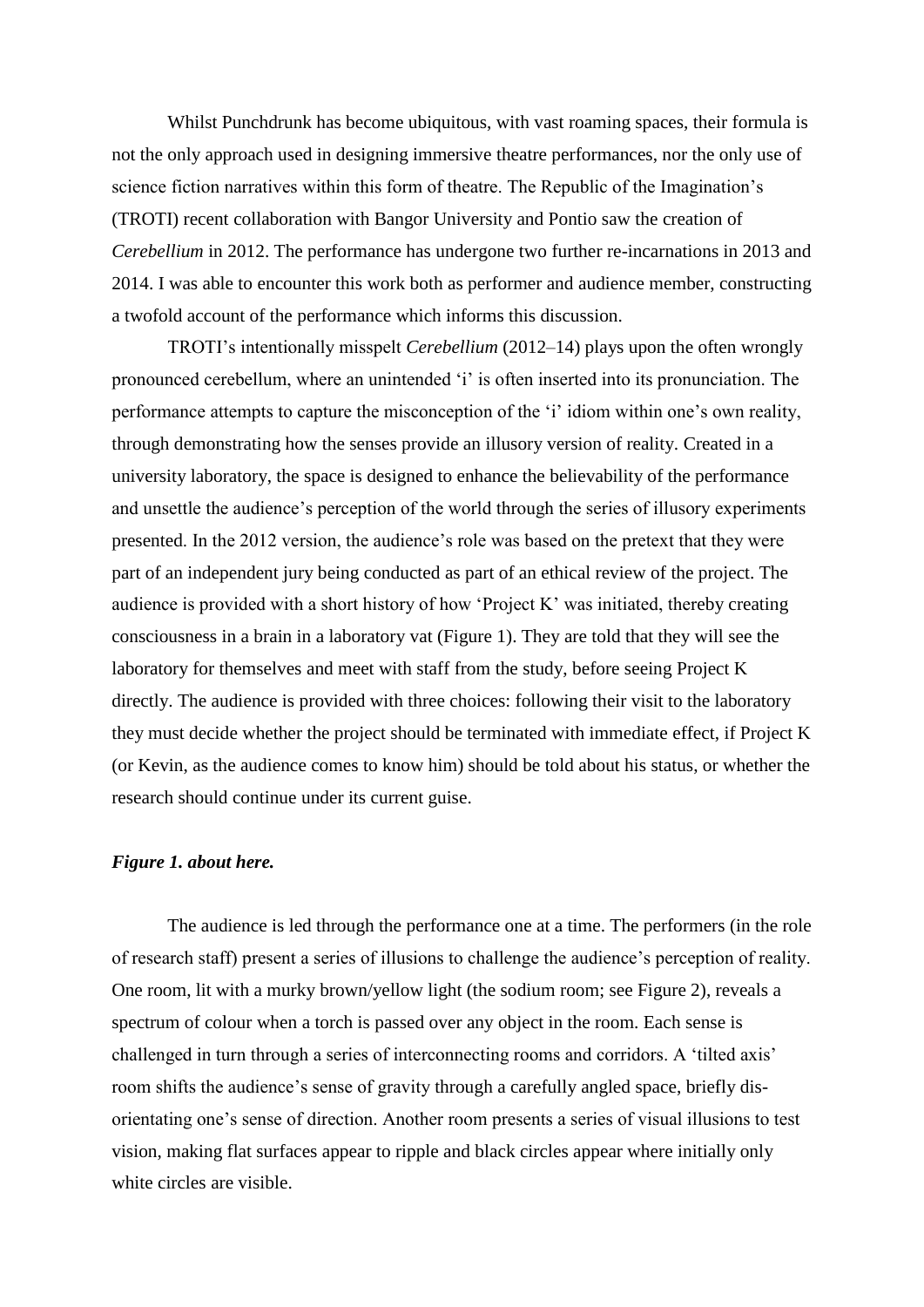Whilst Punchdrunk has become ubiquitous, with vast roaming spaces, their formula is not the only approach used in designing immersive theatre performances, nor the only use of science fiction narratives within this form of theatre. The Republic of the Imagination's (TROTI) recent collaboration with Bangor University and Pontio saw the creation of *Cerebellium* in 2012. The performance has undergone two further re-incarnations in 2013 and 2014. I was able to encounter this work both as performer and audience member, constructing a twofold account of the performance which informs this discussion.

TROTI's intentionally misspelt *Cerebellium* (2012–14) plays upon the often wrongly pronounced cerebellum, where an unintended 'i' is often inserted into its pronunciation. The performance attempts to capture the misconception of the 'i' idiom within one's own reality, through demonstrating how the senses provide an illusory version of reality. Created in a university laboratory, the space is designed to enhance the believability of the performance and unsettle the audience's perception of the world through the series of illusory experiments presented. In the 2012 version, the audience's role was based on the pretext that they were part of an independent jury being conducted as part of an ethical review of the project. The audience is provided with a short history of how 'Project K' was initiated, thereby creating consciousness in a brain in a laboratory vat (Figure 1). They are told that they will see the laboratory for themselves and meet with staff from the study, before seeing Project K directly. The audience is provided with three choices: following their visit to the laboratory they must decide whether the project should be terminated with immediate effect, if Project K (or Kevin, as the audience comes to know him) should be told about his status, or whether the research should continue under its current guise.

***Figure 1. about here.***

The audience is led through the performance one at a time. The performers (in the role of research staff) present a series of illusions to challenge the audience's perception of reality. One room, lit with a murky brown/yellow light (the sodium room; see Figure 2), reveals a spectrum of colour when a torch is passed over any object in the room. Each sense is challenged in turn through a series of interconnecting rooms and corridors. A 'tilted axis' room shifts the audience's sense of gravity through a carefully angled space, briefly dis-orientating one's sense of direction. Another room presents a series of visual illusions to test vision, making flat surfaces appear to ripple and black circles appear where initially only white circles are visible.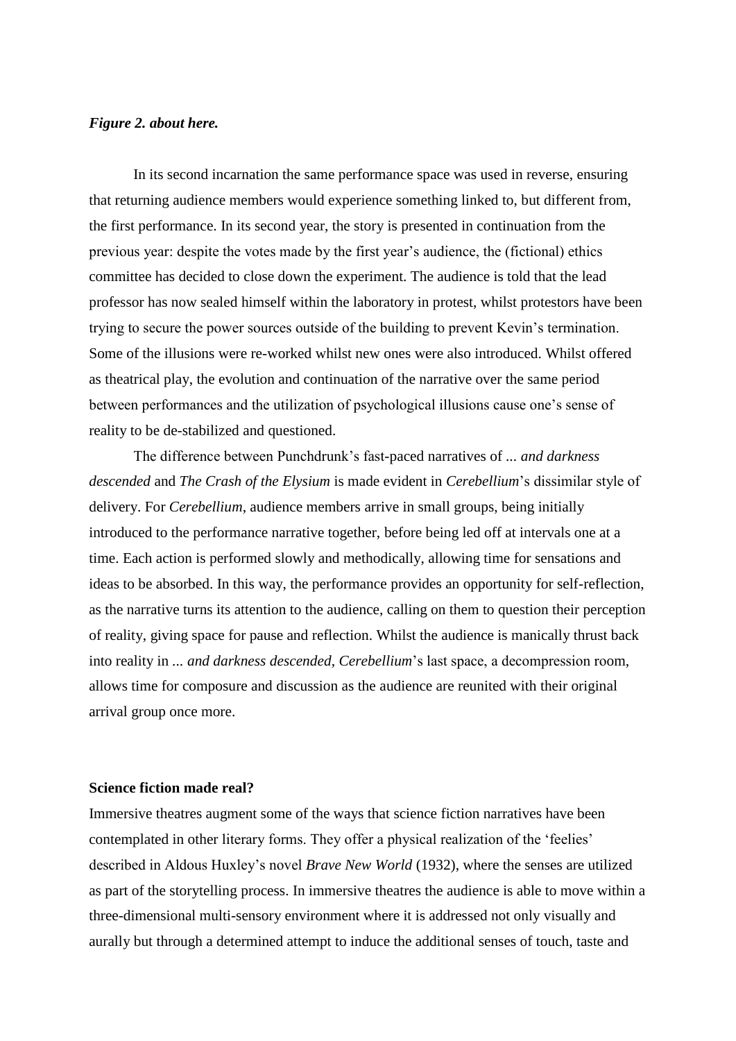***Figure 2. about here.***

In its second incarnation the same performance space was used in reverse, ensuring that returning audience members would experience something linked to, but different from, the first performance. In its second year, the story is presented in continuation from the previous year: despite the votes made by the first year's audience, the (fictional) ethics committee has decided to close down the experiment. The audience is told that the lead professor has now sealed himself within the laboratory in protest, whilst protestors have been trying to secure the power sources outside of the building to prevent Kevin's termination. Some of the illusions were re-worked whilst new ones were also introduced. Whilst offered as theatrical play, the evolution and continuation of the narrative over the same period between performances and the utilization of psychological illusions cause one's sense of reality to be de-stabilized and questioned.

The difference between Punchdrunk's fast-paced narratives of *... and darkness descended* and *The Crash of the Elysium* is made evident in *Cerebellium*'s dissimilar style of delivery. For *Cerebellium*, audience members arrive in small groups, being initially introduced to the performance narrative together, before being led off at intervals one at a time. Each action is performed slowly and methodically, allowing time for sensations and ideas to be absorbed. In this way, the performance provides an opportunity for self-reflection, as the narrative turns its attention to the audience, calling on them to question their perception of reality, giving space for pause and reflection. Whilst the audience is manically thrust back into reality in *... and darkness descended*, *Cerebellium*'s last space, a decompression room, allows time for composure and discussion as the audience are reunited with their original arrival group once more.

**Science fiction made real?**

Immersive theatres augment some of the ways that science fiction narratives have been contemplated in other literary forms. They offer a physical realization of the 'feelies' described in Aldous Huxley's novel *Brave New World* (1932), where the senses are utilized as part of the storytelling process. In immersive theatres the audience is able to move within a three-dimensional multi-sensory environment where it is addressed not only visually and aurally but through a determined attempt to induce the additional senses of touch, taste and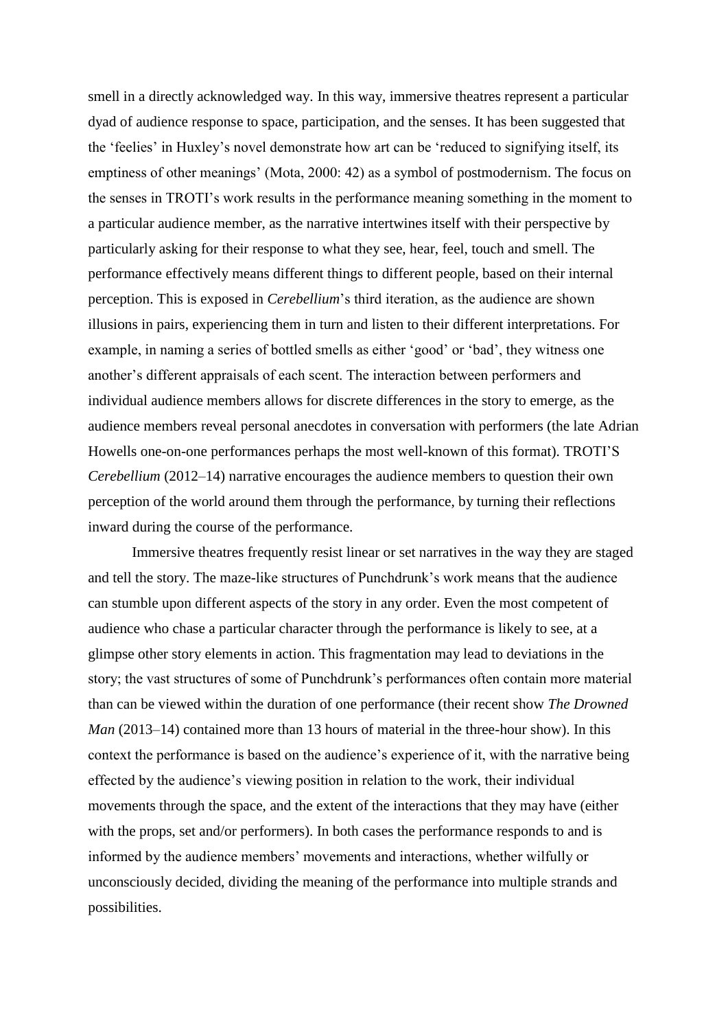smell in a directly acknowledged way. In this way, immersive theatres represent a particular dyad of audience response to space, participation, and the senses. It has been suggested that the 'feelies' in Huxley's novel demonstrate how art can be 'reduced to signifying itself, its emptiness of other meanings' (Mota, 2000: 42) as a symbol of postmodernism. The focus on the senses in TROTI's work results in the performance meaning something in the moment to a particular audience member, as the narrative intertwines itself with their perspective by particularly asking for their response to what they see, hear, feel, touch and smell. The performance effectively means different things to different people, based on their internal perception. This is exposed in *Cerebellium*'s third iteration, as the audience are shown illusions in pairs, experiencing them in turn and listen to their different interpretations. For example, in naming a series of bottled smells as either 'good' or 'bad', they witness one another's different appraisals of each scent. The interaction between performers and individual audience members allows for discrete differences in the story to emerge, as the audience members reveal personal anecdotes in conversation with performers (the late Adrian Howells one-on-one performances perhaps the most well-known of this format). TROTI'S *Cerebellium* (2012–14) narrative encourages the audience members to question their own perception of the world around them through the performance, by turning their reflections inward during the course of the performance.

Immersive theatres frequently resist linear or set narratives in the way they are staged and tell the story. The maze-like structures of Punchdrunk's work means that the audience can stumble upon different aspects of the story in any order. Even the most competent of audience who chase a particular character through the performance is likely to see, at a glimpse other story elements in action. This fragmentation may lead to deviations in the story; the vast structures of some of Punchdrunk's performances often contain more material than can be viewed within the duration of one performance (their recent show *The Drowned Man* (2013–14) contained more than 13 hours of material in the three-hour show). In this context the performance is based on the audience's experience of it, with the narrative being effected by the audience's viewing position in relation to the work, their individual movements through the space, and the extent of the interactions that they may have (either with the props, set and/or performers). In both cases the performance responds to and is informed by the audience members' movements and interactions, whether wilfully or unconsciously decided, dividing the meaning of the performance into multiple strands and possibilities.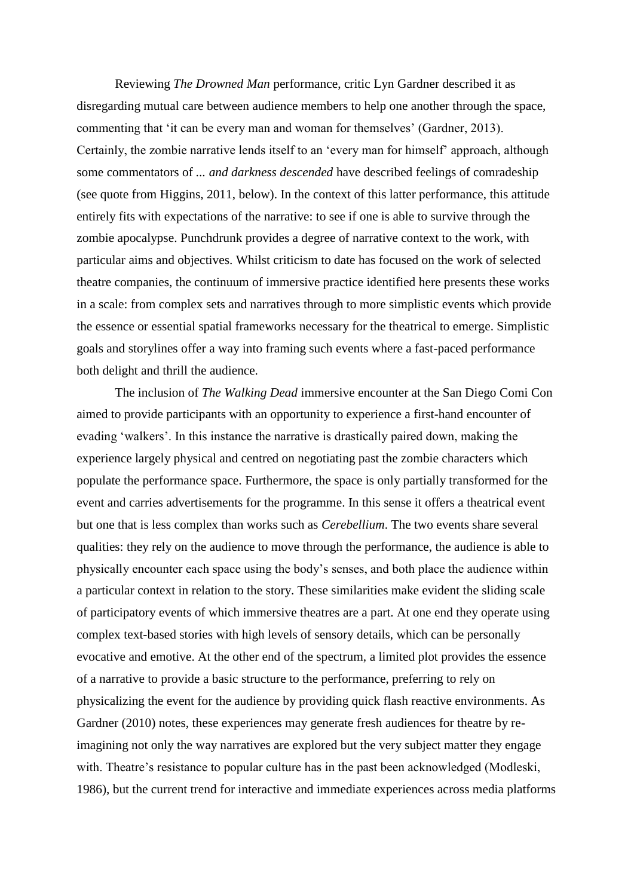Reviewing *The Drowned Man* performance, critic Lyn Gardner described it as disregarding mutual care between audience members to help one another through the space, commenting that 'it can be every man and woman for themselves' (Gardner, 2013). Certainly, the zombie narrative lends itself to an 'every man for himself' approach, although some commentators of *... and darkness descended* have described feelings of comradeship (see quote from Higgins, 2011, below). In the context of this latter performance, this attitude entirely fits with expectations of the narrative: to see if one is able to survive through the zombie apocalypse. Punchdrunk provides a degree of narrative context to the work, with particular aims and objectives. Whilst criticism to date has focused on the work of selected theatre companies, the continuum of immersive practice identified here presents these works in a scale: from complex sets and narratives through to more simplistic events which provide the essence or essential spatial frameworks necessary for the theatrical to emerge. Simplistic goals and storylines offer a way into framing such events where a fast-paced performance both delight and thrill the audience.

The inclusion of *The Walking Dead* immersive encounter at the San Diego Comi Con aimed to provide participants with an opportunity to experience a first-hand encounter of evading 'walkers'. In this instance the narrative is drastically paired down, making the experience largely physical and centred on negotiating past the zombie characters which populate the performance space. Furthermore, the space is only partially transformed for the event and carries advertisements for the programme. In this sense it offers a theatrical event but one that is less complex than works such as *Cerebellium*. The two events share several qualities: they rely on the audience to move through the performance, the audience is able to physically encounter each space using the body's senses, and both place the audience within a particular context in relation to the story. These similarities make evident the sliding scale of participatory events of which immersive theatres are a part. At one end they operate using complex text-based stories with high levels of sensory details, which can be personally evocative and emotive. At the other end of the spectrum, a limited plot provides the essence of a narrative to provide a basic structure to the performance, preferring to rely on physicalizing the event for the audience by providing quick flash reactive environments. As Gardner (2010) notes, these experiences may generate fresh audiences for theatre by re-imagining not only the way narratives are explored but the very subject matter they engage with. Theatre's resistance to popular culture has in the past been acknowledged (Modleski, 1986), but the current trend for interactive and immediate experiences across media platforms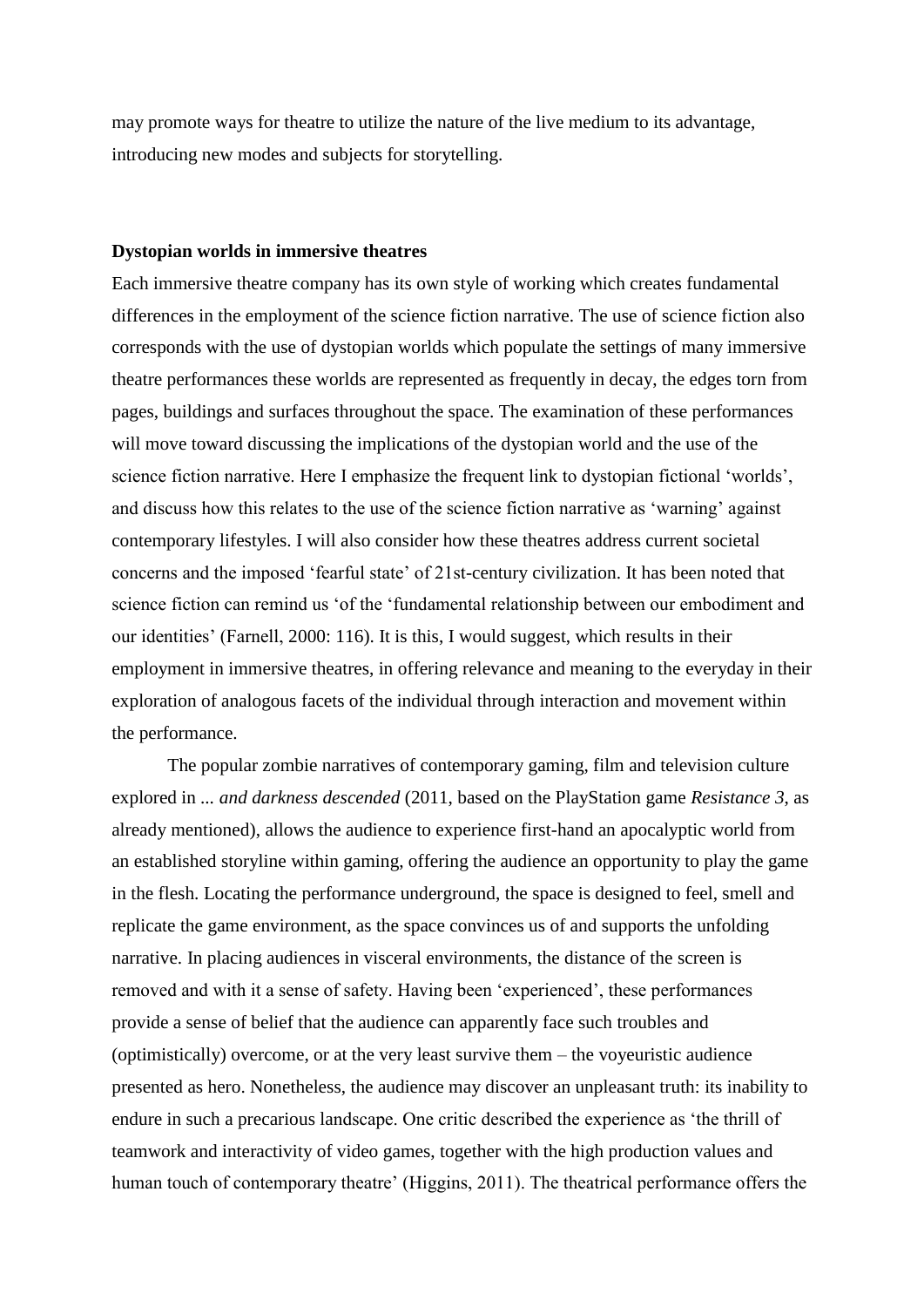may promote ways for theatre to utilize the nature of the live medium to its advantage, introducing new modes and subjects for storytelling.

**Dystopian worlds in immersive theatres**

Each immersive theatre company has its own style of working which creates fundamental differences in the employment of the science fiction narrative. The use of science fiction also corresponds with the use of dystopian worlds which populate the settings of many immersive theatre performances these worlds are represented as frequently in decay, the edges torn from pages, buildings and surfaces throughout the space. The examination of these performances will move toward discussing the implications of the dystopian world and the use of the science fiction narrative. Here I emphasize the frequent link to dystopian fictional 'worlds', and discuss how this relates to the use of the science fiction narrative as 'warning' against contemporary lifestyles. I will also consider how these theatres address current societal concerns and the imposed 'fearful state' of 21st-century civilization. It has been noted that science fiction can remind us 'of the 'fundamental relationship between our embodiment and our identities' (Farnell, 2000: 116). It is this, I would suggest, which results in their employment in immersive theatres, in offering relevance and meaning to the everyday in their exploration of analogous facets of the individual through interaction and movement within the performance.

The popular zombie narratives of contemporary gaming, film and television culture explored in *... and darkness descended* (2011, based on the PlayStation game *Resistance 3*, as already mentioned), allows the audience to experience first-hand an apocalyptic world from an established storyline within gaming, offering the audience an opportunity to play the game in the flesh. Locating the performance underground, the space is designed to feel, smell and replicate the game environment, as the space convinces us of and supports the unfolding narrative. In placing audiences in visceral environments, the distance of the screen is removed and with it a sense of safety. Having been 'experienced', these performances provide a sense of belief that the audience can apparently face such troubles and (optimistically) overcome, or at the very least survive them – the voyeuristic audience presented as hero. Nonetheless, the audience may discover an unpleasant truth: its inability to endure in such a precarious landscape. One critic described the experience as 'the thrill of teamwork and interactivity of video games, together with the high production values and human touch of contemporary theatre' (Higgins, 2011). The theatrical performance offers the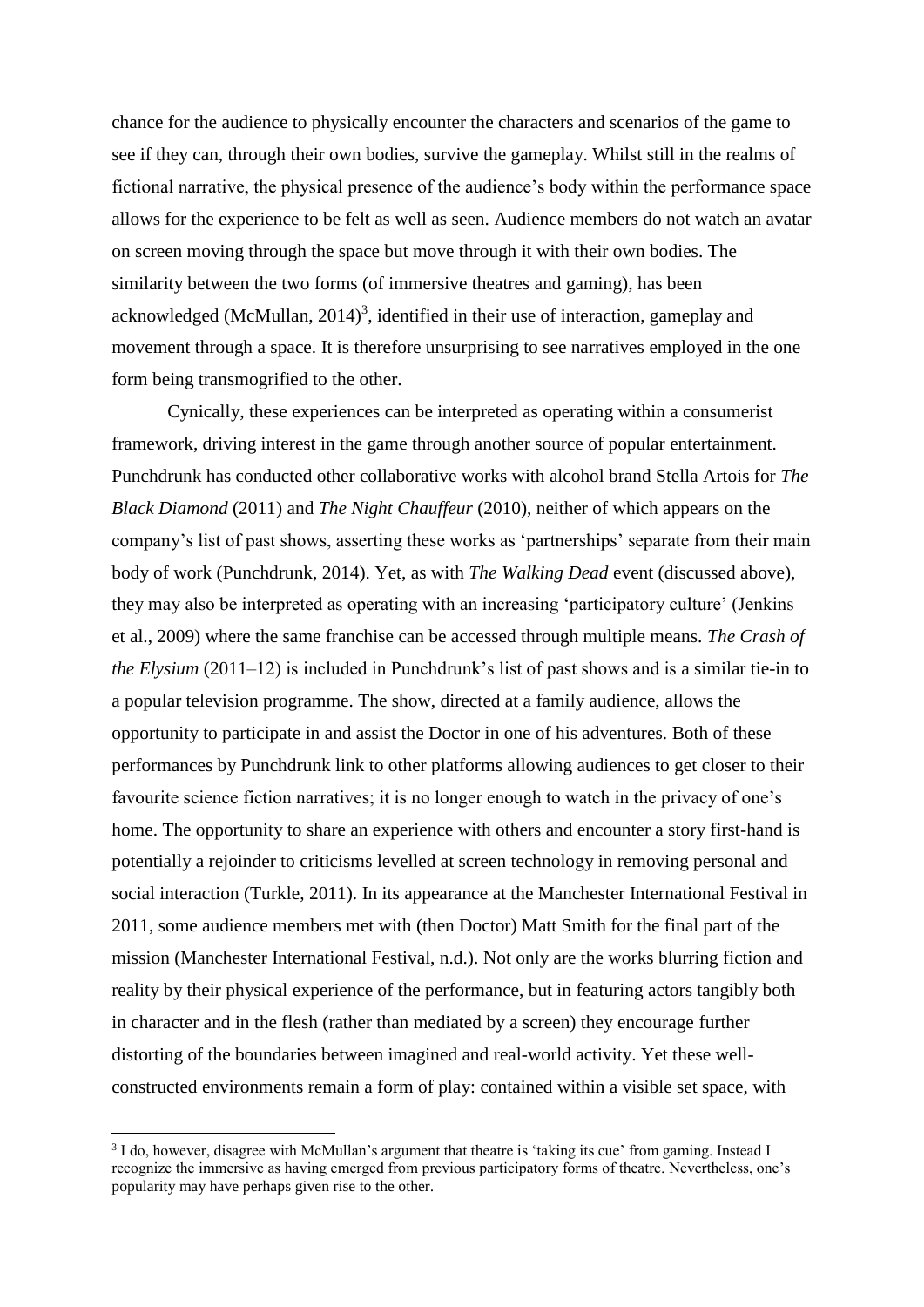chance for the audience to physically encounter the characters and scenarios of the game to see if they can, through their own bodies, survive the gameplay. Whilst still in the realms of fictional narrative, the physical presence of the audience's body within the performance space allows for the experience to be felt as well as seen. Audience members do not watch an avatar on screen moving through the space but move through it with their own bodies. The similarity between the two forms (of immersive theatres and gaming), has been acknowledged (McMullan, 2014)[3], identified in their use of interaction, gameplay and movement through a space. It is therefore unsurprising to see narratives employed in the one form being transmogrified to the other.

Cynically, these experiences can be interpreted as operating within a consumerist framework, driving interest in the game through another source of popular entertainment. Punchdrunk has conducted other collaborative works with alcohol brand Stella Artois for *The Black Diamond* (2011) and *The Night Chauffeur* (2010), neither of which appears on the company's list of past shows, asserting these works as 'partnerships' separate from their main body of work (Punchdrunk, 2014). Yet, as with *The Walking Dead* event (discussed above), they may also be interpreted as operating with an increasing 'participatory culture' (Jenkins et al., 2009) where the same franchise can be accessed through multiple means. *The Crash of the Elysium* (2011–12) is included in Punchdrunk's list of past shows and is a similar tie-in to a popular television programme. The show, directed at a family audience, allows the opportunity to participate in and assist the Doctor in one of his adventures. Both of these performances by Punchdrunk link to other platforms allowing audiences to get closer to their favourite science fiction narratives; it is no longer enough to watch in the privacy of one's home. The opportunity to share an experience with others and encounter a story first-hand is potentially a rejoinder to criticisms levelled at screen technology in removing personal and social interaction (Turkle, 2011). In its appearance at the Manchester International Festival in 2011, some audience members met with (then Doctor) Matt Smith for the final part of the mission (Manchester International Festival, n.d.). Not only are the works blurring fiction and reality by their physical experience of the performance, but in featuring actors tangibly both in character and in the flesh (rather than mediated by a screen) they encourage further distorting of the boundaries between imagined and real-world activity. Yet these well-constructed environments remain a form of play: contained within a visible set space, with

[3] I do, however, disagree with McMullan's argument that theatre is 'taking its cue' from gaming. Instead I recognize the immersive as having emerged from previous participatory forms of theatre. Nevertheless, one's popularity may have perhaps given rise to the other.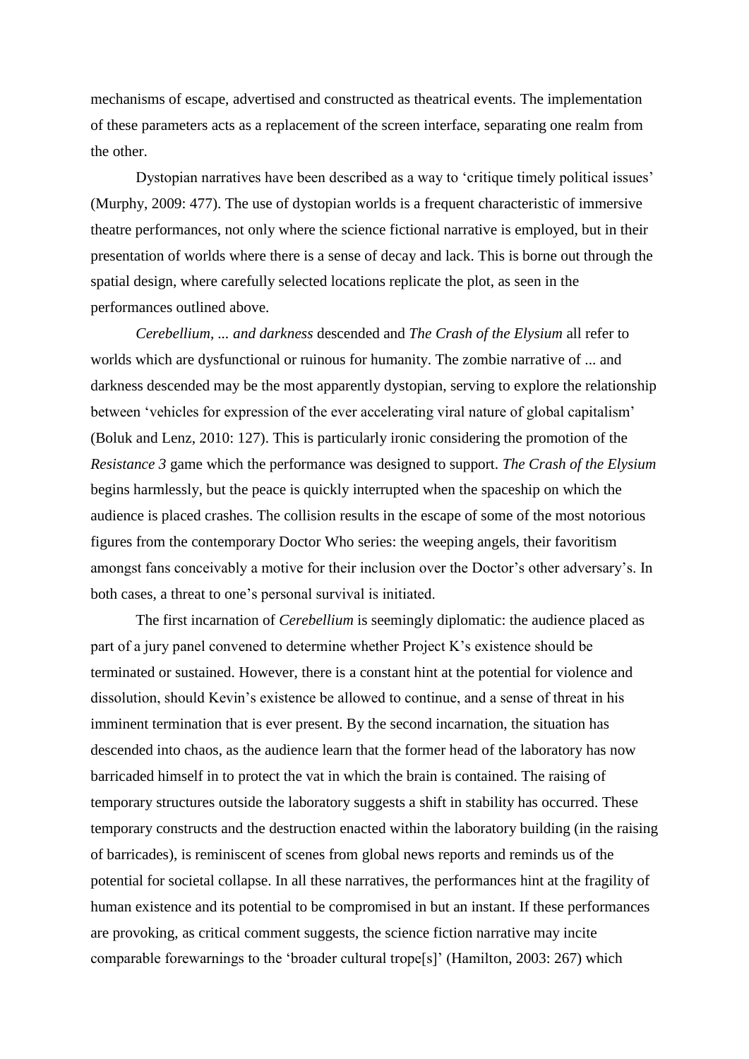mechanisms of escape, advertised and constructed as theatrical events. The implementation of these parameters acts as a replacement of the screen interface, separating one realm from the other.

Dystopian narratives have been described as a way to 'critique timely political issues' (Murphy, 2009: 477). The use of dystopian worlds is a frequent characteristic of immersive theatre performances, not only where the science fictional narrative is employed, but in their presentation of worlds where there is a sense of decay and lack. This is borne out through the spatial design, where carefully selected locations replicate the plot, as seen in the performances outlined above.

*Cerebellium*, *... and darkness* descended and *The Crash of the Elysium* all refer to worlds which are dysfunctional or ruinous for humanity. The zombie narrative of ... and darkness descended may be the most apparently dystopian, serving to explore the relationship between 'vehicles for expression of the ever accelerating viral nature of global capitalism' (Boluk and Lenz, 2010: 127). This is particularly ironic considering the promotion of the *Resistance 3* game which the performance was designed to support. *The Crash of the Elysium* begins harmlessly, but the peace is quickly interrupted when the spaceship on which the audience is placed crashes. The collision results in the escape of some of the most notorious figures from the contemporary Doctor Who series: the weeping angels, their favoritism amongst fans conceivably a motive for their inclusion over the Doctor's other adversary's. In both cases, a threat to one's personal survival is initiated.

The first incarnation of *Cerebellium* is seemingly diplomatic: the audience placed as part of a jury panel convened to determine whether Project K's existence should be terminated or sustained. However, there is a constant hint at the potential for violence and dissolution, should Kevin's existence be allowed to continue, and a sense of threat in his imminent termination that is ever present. By the second incarnation, the situation has descended into chaos, as the audience learn that the former head of the laboratory has now barricaded himself in to protect the vat in which the brain is contained. The raising of temporary structures outside the laboratory suggests a shift in stability has occurred. These temporary constructs and the destruction enacted within the laboratory building (in the raising of barricades), is reminiscent of scenes from global news reports and reminds us of the potential for societal collapse. In all these narratives, the performances hint at the fragility of human existence and its potential to be compromised in but an instant. If these performances are provoking, as critical comment suggests, the science fiction narrative may incite comparable forewarnings to the 'broader cultural trope[s]' (Hamilton, 2003: 267) which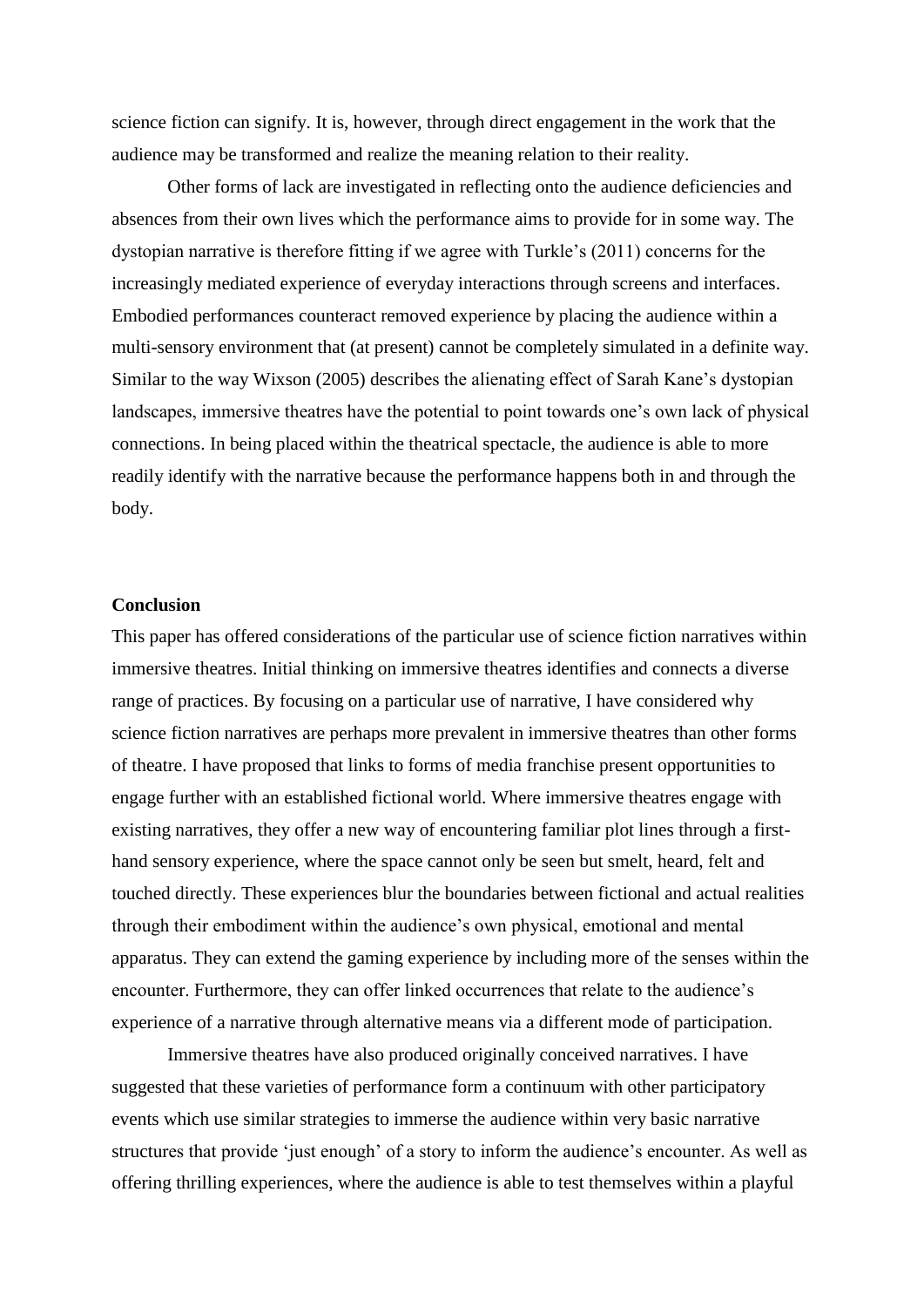science fiction can signify. It is, however, through direct engagement in the work that the audience may be transformed and realize the meaning relation to their reality.

Other forms of lack are investigated in reflecting onto the audience deficiencies and absences from their own lives which the performance aims to provide for in some way. The dystopian narrative is therefore fitting if we agree with Turkle's (2011) concerns for the increasingly mediated experience of everyday interactions through screens and interfaces. Embodied performances counteract removed experience by placing the audience within a multi-sensory environment that (at present) cannot be completely simulated in a definite way. Similar to the way Wixson (2005) describes the alienating effect of Sarah Kane's dystopian landscapes, immersive theatres have the potential to point towards one's own lack of physical connections. In being placed within the theatrical spectacle, the audience is able to more readily identify with the narrative because the performance happens both in and through the body.

**Conclusion**

This paper has offered considerations of the particular use of science fiction narratives within immersive theatres. Initial thinking on immersive theatres identifies and connects a diverse range of practices. By focusing on a particular use of narrative, I have considered why science fiction narratives are perhaps more prevalent in immersive theatres than other forms of theatre. I have proposed that links to forms of media franchise present opportunities to engage further with an established fictional world. Where immersive theatres engage with existing narratives, they offer a new way of encountering familiar plot lines through a first-hand sensory experience, where the space cannot only be seen but smelt, heard, felt and touched directly. These experiences blur the boundaries between fictional and actual realities through their embodiment within the audience's own physical, emotional and mental apparatus. They can extend the gaming experience by including more of the senses within the encounter. Furthermore, they can offer linked occurrences that relate to the audience's experience of a narrative through alternative means via a different mode of participation.

Immersive theatres have also produced originally conceived narratives. I have suggested that these varieties of performance form a continuum with other participatory events which use similar strategies to immerse the audience within very basic narrative structures that provide 'just enough' of a story to inform the audience's encounter. As well as offering thrilling experiences, where the audience is able to test themselves within a playful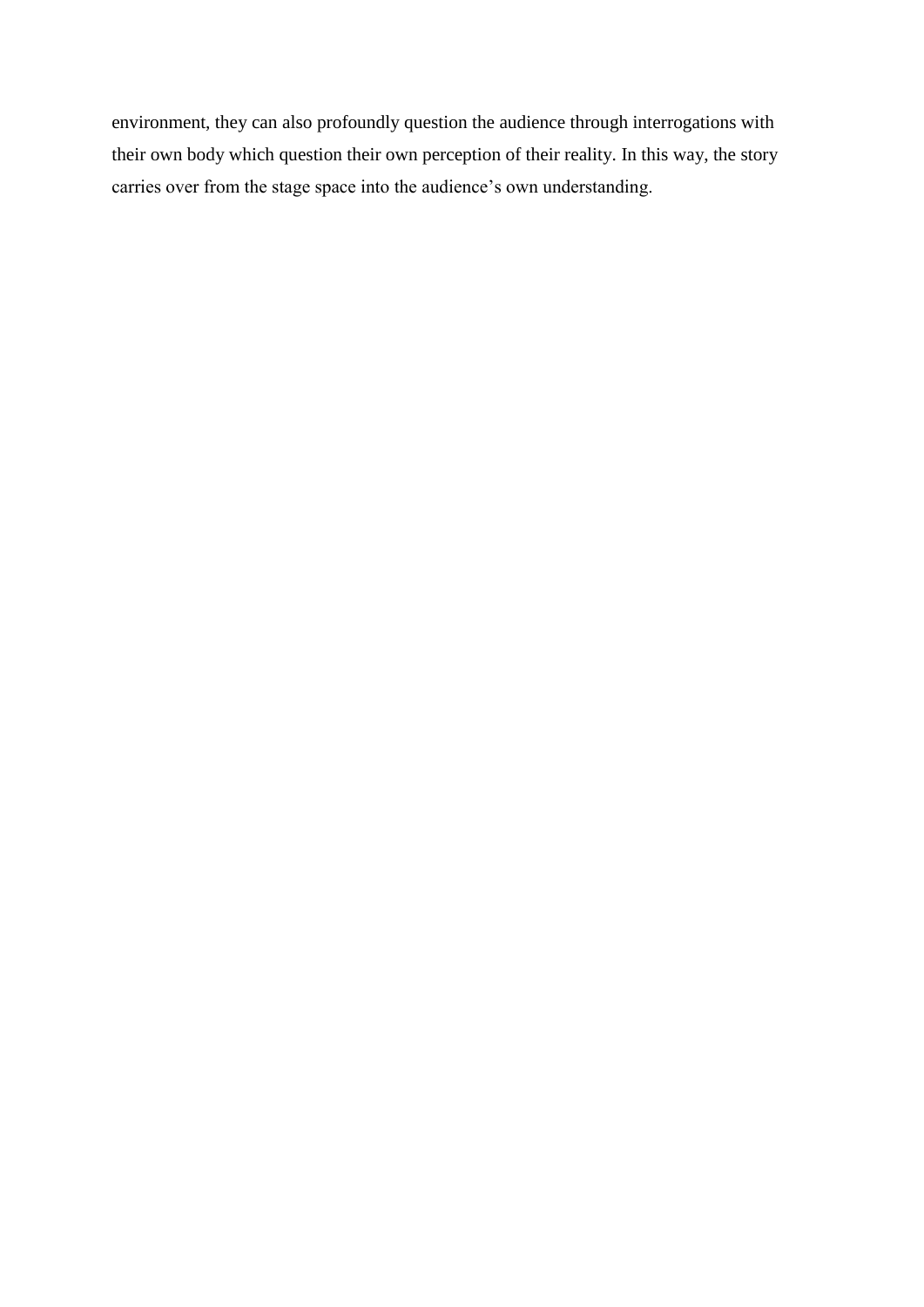environment, they can also profoundly question the audience through interrogations with their own body which question their own perception of their reality. In this way, the story carries over from the stage space into the audience's own understanding.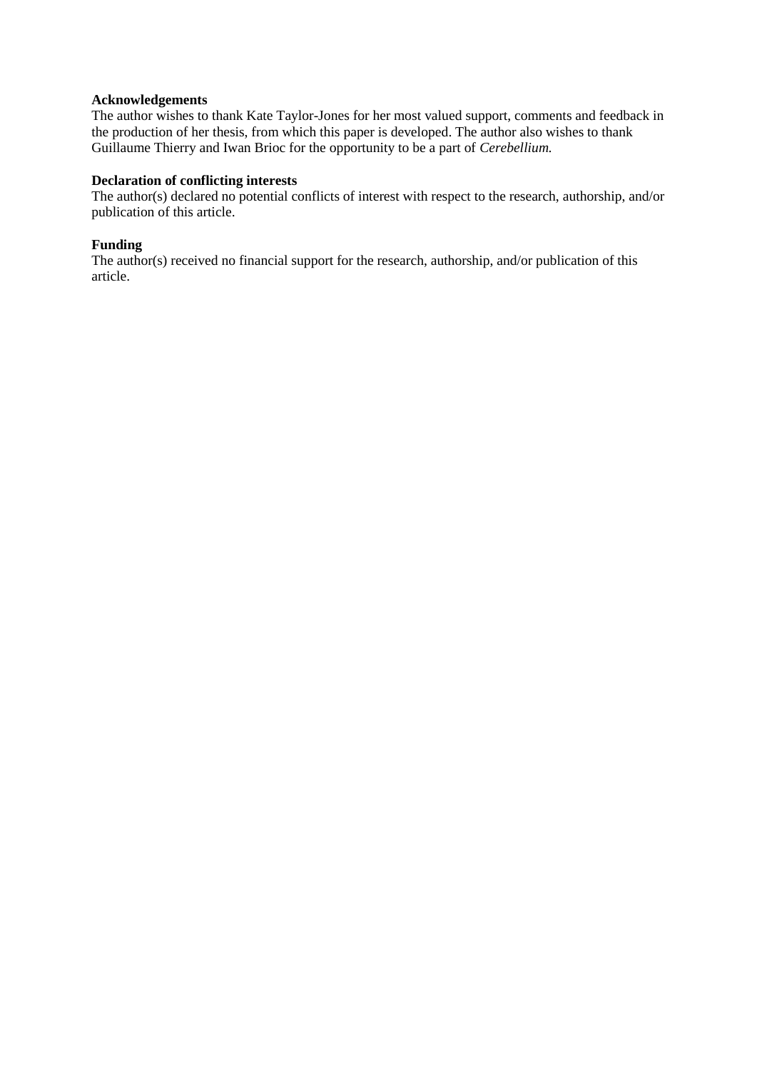**Acknowledgements**

The author wishes to thank Kate Taylor-Jones for her most valued support, comments and feedback in the production of her thesis, from which this paper is developed. The author also wishes to thank Guillaume Thierry and Iwan Brioc for the opportunity to be a part of *Cerebellium.*

**Declaration of conflicting interests**

The author(s) declared no potential conflicts of interest with respect to the research, authorship, and/or publication of this article.

**Funding**

The author(s) received no financial support for the research, authorship, and/or publication of this article.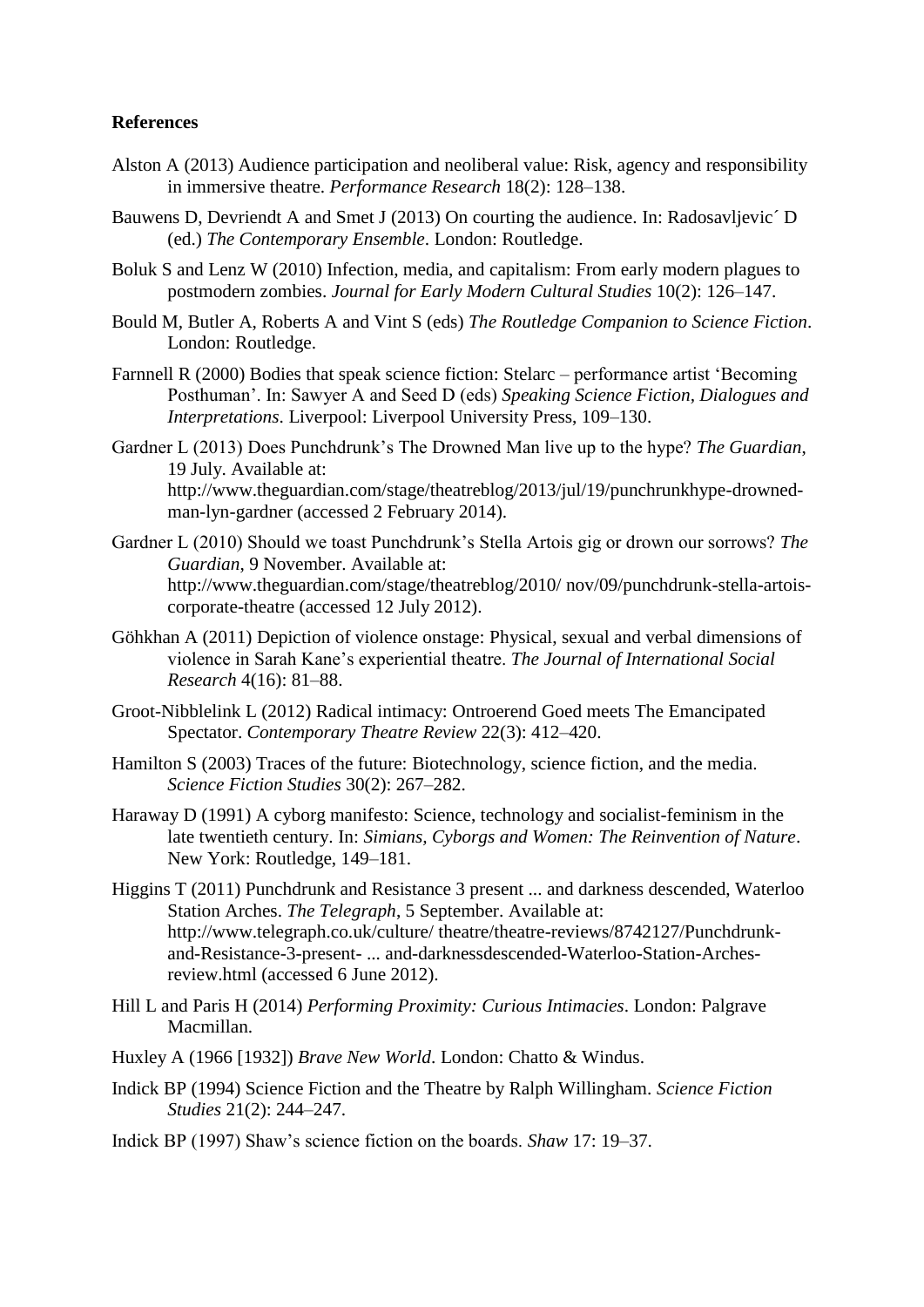**References**

Alston A (2013) Audience participation and neoliberal value: Risk, agency and responsibility in immersive theatre. *Performance Research* 18(2): 128–138.

Bauwens D, Devriendt A and Smet J (2013) On courting the audience. In: Radosavljevic´ D (ed.) *The Contemporary Ensemble*. London: Routledge.

Boluk S and Lenz W (2010) Infection, media, and capitalism: From early modern plagues to postmodern zombies. *Journal for Early Modern Cultural Studies* 10(2): 126–147.

Bould M, Butler A, Roberts A and Vint S (eds) *The Routledge Companion to Science Fiction*. London: Routledge.

Farnnell R (2000) Bodies that speak science fiction: Stelarc – performance artist 'Becoming Posthuman'. In: Sawyer A and Seed D (eds) *Speaking Science Fiction, Dialogues and Interpretations*. Liverpool: Liverpool University Press, 109–130.

Gardner L (2013) Does Punchdrunk's The Drowned Man live up to the hype? *The Guardian*, 19 July. Available at: http://www.theguardian.com/stage/theatreblog/2013/jul/19/punchrunkhype-drowned-man-lyn-gardner (accessed 2 February 2014).

Gardner L (2010) Should we toast Punchdrunk's Stella Artois gig or drown our sorrows? *The Guardian*, 9 November. Available at: http://www.theguardian.com/stage/theatreblog/2010/ nov/09/punchdrunk-stella-artois-corporate-theatre (accessed 12 July 2012).

Göhkhan A (2011) Depiction of violence onstage: Physical, sexual and verbal dimensions of violence in Sarah Kane's experiential theatre. *The Journal of International Social Research* 4(16): 81–88.

Groot-Nibblelink L (2012) Radical intimacy: Ontroerend Goed meets The Emancipated Spectator. *Contemporary Theatre Review* 22(3): 412–420.

Hamilton S (2003) Traces of the future: Biotechnology, science fiction, and the media. *Science Fiction Studies* 30(2): 267–282.

Haraway D (1991) A cyborg manifesto: Science, technology and socialist-feminism in the late twentieth century. In: *Simians, Cyborgs and Women: The Reinvention of Nature*. New York: Routledge, 149–181.

Higgins T (2011) Punchdrunk and Resistance 3 present ... and darkness descended, Waterloo Station Arches. *The Telegraph*, 5 September. Available at: http://www.telegraph.co.uk/culture/ theatre/theatre-reviews/8742127/Punchdrunk-and-Resistance-3-present- ... and-darknessdescended-Waterloo-Station-Arches-review.html (accessed 6 June 2012).

Hill L and Paris H (2014) *Performing Proximity: Curious Intimacies*. London: Palgrave Macmillan.

Huxley A (1966 [1932]) *Brave New World*. London: Chatto & Windus.

Indick BP (1994) Science Fiction and the Theatre by Ralph Willingham. *Science Fiction Studies* 21(2): 244–247.

Indick BP (1997) Shaw's science fiction on the boards. *Shaw* 17: 19–37.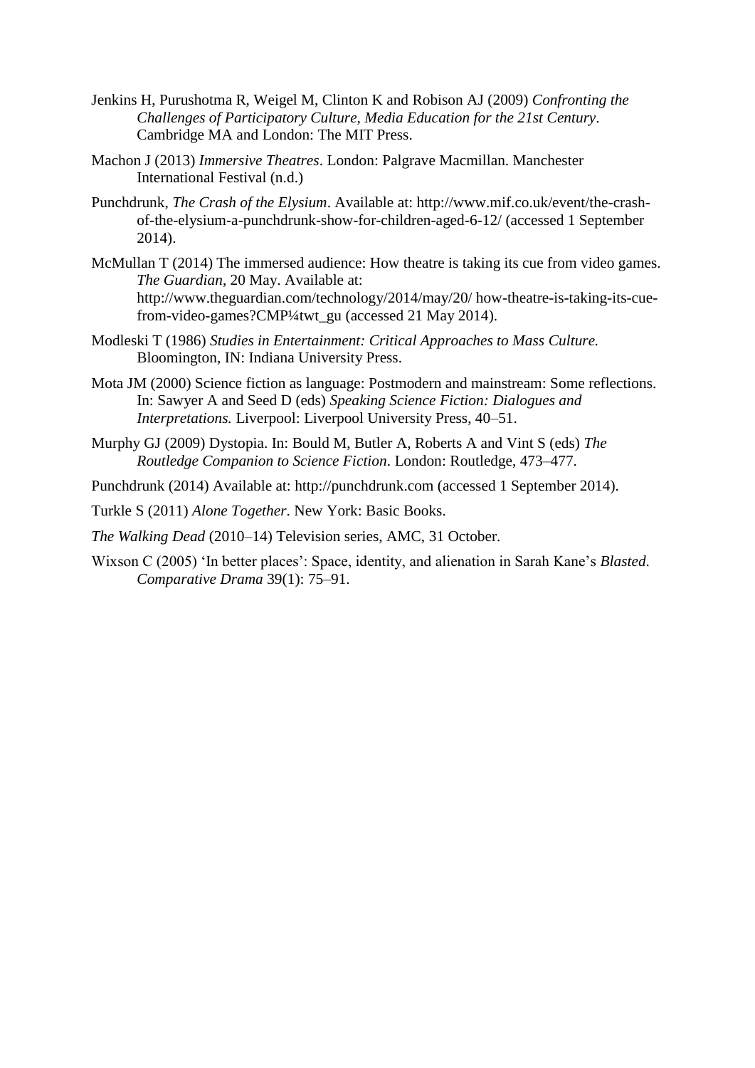Jenkins H, Purushotma R, Weigel M, Clinton K and Robison AJ (2009) *Confronting the Challenges of Participatory Culture, Media Education for the 21st Century*. Cambridge MA and London: The MIT Press.

Machon J (2013) *Immersive Theatres*. London: Palgrave Macmillan. Manchester International Festival (n.d.)

Punchdrunk, *The Crash of the Elysium*. Available at: http://www.mif.co.uk/event/the-crash-of-the-elysium-a-punchdrunk-show-for-children-aged-6-12/ (accessed 1 September 2014).

McMullan T (2014) The immersed audience: How theatre is taking its cue from video games. *The Guardian*, 20 May. Available at: http://www.theguardian.com/technology/2014/may/20/ how-theatre-is-taking-its-cue-from-video-games?CMP¼twt_gu (accessed 21 May 2014).

Modleski T (1986) *Studies in Entertainment: Critical Approaches to Mass Culture.* Bloomington, IN: Indiana University Press.

Mota JM (2000) Science fiction as language: Postmodern and mainstream: Some reflections. In: Sawyer A and Seed D (eds) *Speaking Science Fiction: Dialogues and Interpretations.* Liverpool: Liverpool University Press, 40–51.

Murphy GJ (2009) Dystopia. In: Bould M, Butler A, Roberts A and Vint S (eds) *The Routledge Companion to Science Fiction*. London: Routledge, 473–477.

Punchdrunk (2014) Available at: http://punchdrunk.com (accessed 1 September 2014).

Turkle S (2011) *Alone Together*. New York: Basic Books.

*The Walking Dead* (2010–14) Television series, AMC, 31 October.

Wixson C (2005) 'In better places': Space, identity, and alienation in Sarah Kane's *Blasted. Comparative Drama* 39(1): 75–91.